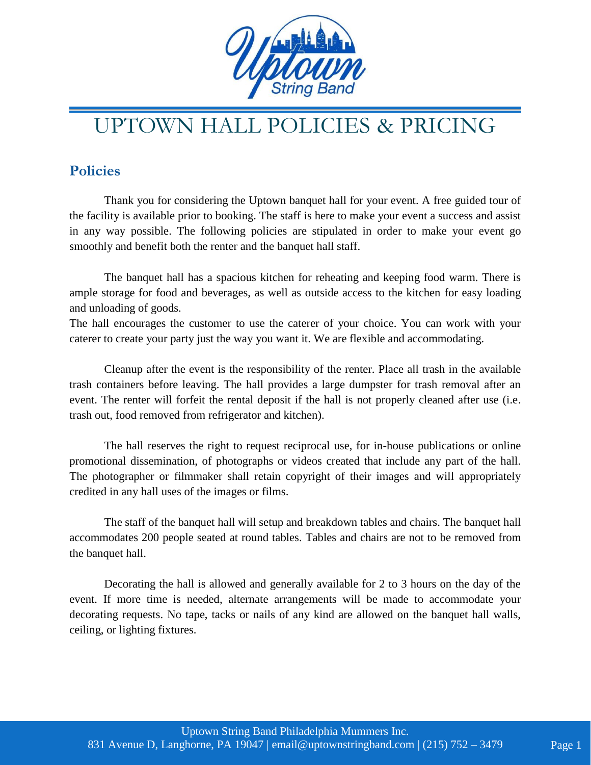# UPTOWN HALL POLICIES & PRICING

## Policies

Thank you for considering the Uptown banquet hall for your event. A free guided tour of the facility is available prior to booking. The staff is here to make your event a success and assist in any way possible. The following policies are stipulated in order to make your event go smoothly and benefit both the renter and the banquet hall staff.

The banquet hall has a spacious kitchen for reheating and keeping food warm. There is ample storage for food and beverages, as well as outside access to the kitchen for easy loading and unloading of goods.
The hall encourages the customer to use the caterer of your choice. You can work with your caterer to create your party just the way you want it. We are flexible and accommodating.

Cleanup after the event is the responsibility of the renter. Place all trash in the available trash containers before leaving. The hall provides a large dumpster for trash removal after an event. The renter will forfeit the rental deposit if the hall is not properly cleaned after use (i.e. trash out, food removed from refrigerator and kitchen).

The hall reserves the right to request reciprocal use, for in-house publications or online promotional dissemination, of photographs or videos created that include any part of the hall. The photographer or filmmaker shall retain copyright of their images and will appropriately credited in any hall uses of the images or films.

The staff of the banquet hall will setup and breakdown tables and chairs. The banquet hall accommodates 200 people seated at round tables. Tables and chairs are not to be removed from the banquet hall.

Decorating the hall is allowed and generally available for 2 to 3 hours on the day of the event. If more time is needed, alternate arrangements will be made to accommodate your decorating requests. No tape, tacks or nails of any kind are allowed on the banquet hall walls, ceiling, or lighting fixtures.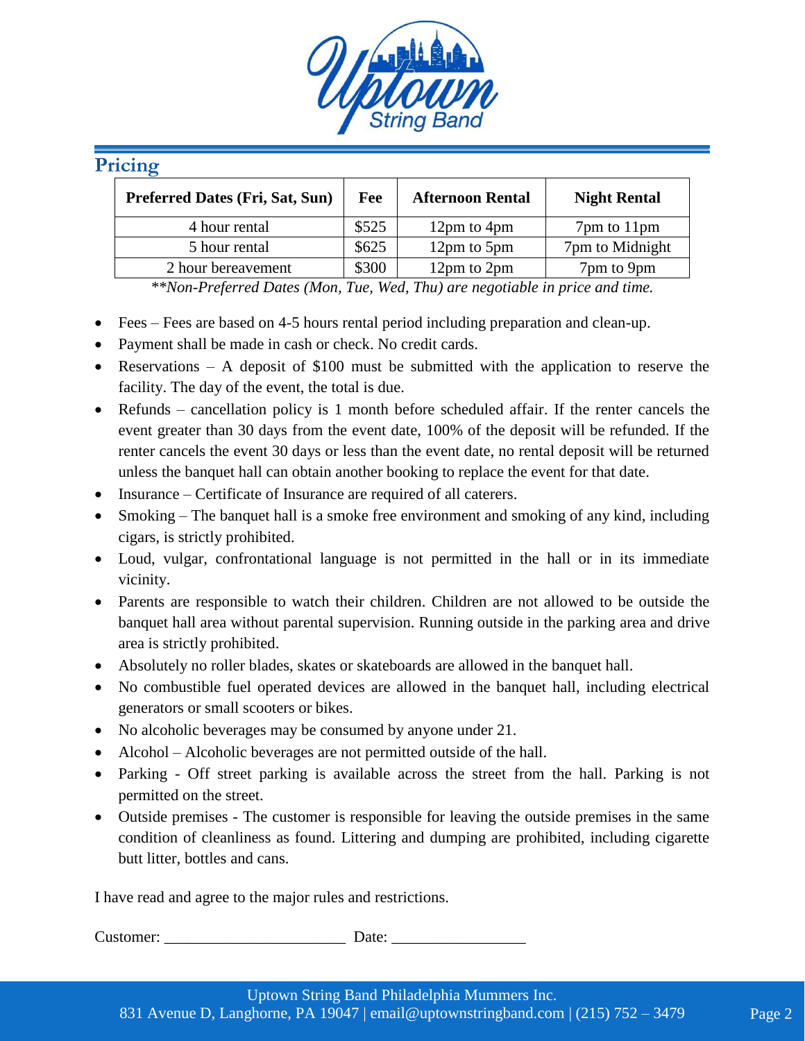## Pricing

| Preferred Dates (Fri, Sat, Sun) | Fee | Afternoon Rental | Night Rental |
|---|---|---|---|
| 4 hour rental | $525 | 12pm to 4pm | 7pm to 11pm |
| 5 hour rental | $625 | 12pm to 5pm | 7pm to Midnight |
| 2 hour bereavement | $300 | 12pm to 2pm | 7pm to 9pm |

*\*\*Non-Preferred Dates (Mon, Tue, Wed, Thu) are negotiable in price and time.*

- Fees – Fees are based on 4-5 hours rental period including preparation and clean-up.
- Payment shall be made in cash or check. No credit cards.
- Reservations – A deposit of $100 must be submitted with the application to reserve the facility. The day of the event, the total is due.
- Refunds – cancellation policy is 1 month before scheduled affair. If the renter cancels the event greater than 30 days from the event date, 100% of the deposit will be refunded. If the renter cancels the event 30 days or less than the event date, no rental deposit will be returned unless the banquet hall can obtain another booking to replace the event for that date.
- Insurance – Certificate of Insurance are required of all caterers.
- Smoking – The banquet hall is a smoke free environment and smoking of any kind, including cigars, is strictly prohibited.
- Loud, vulgar, confrontational language is not permitted in the hall or in its immediate vicinity.
- Parents are responsible to watch their children. Children are not allowed to be outside the banquet hall area without parental supervision. Running outside in the parking area and drive area is strictly prohibited.
- Absolutely no roller blades, skates or skateboards are allowed in the banquet hall.
- No combustible fuel operated devices are allowed in the banquet hall, including electrical generators or small scooters or bikes.
- No alcoholic beverages may be consumed by anyone under 21.
- Alcohol – Alcoholic beverages are not permitted outside of the hall.
- Parking - Off street parking is available across the street from the hall. Parking is not permitted on the street.
- Outside premises - The customer is responsible for leaving the outside premises in the same condition of cleanliness as found. Littering and dumping are prohibited, including cigarette butt litter, bottles and cans.

I have read and agree to the major rules and restrictions.

Customer: ______________________ Date: ________________

Uptown String Band Philadelphia Mummers Inc.
831 Avenue D, Langhorne, PA 19047 | email@uptownstringband.com | (215) 752 – 3479